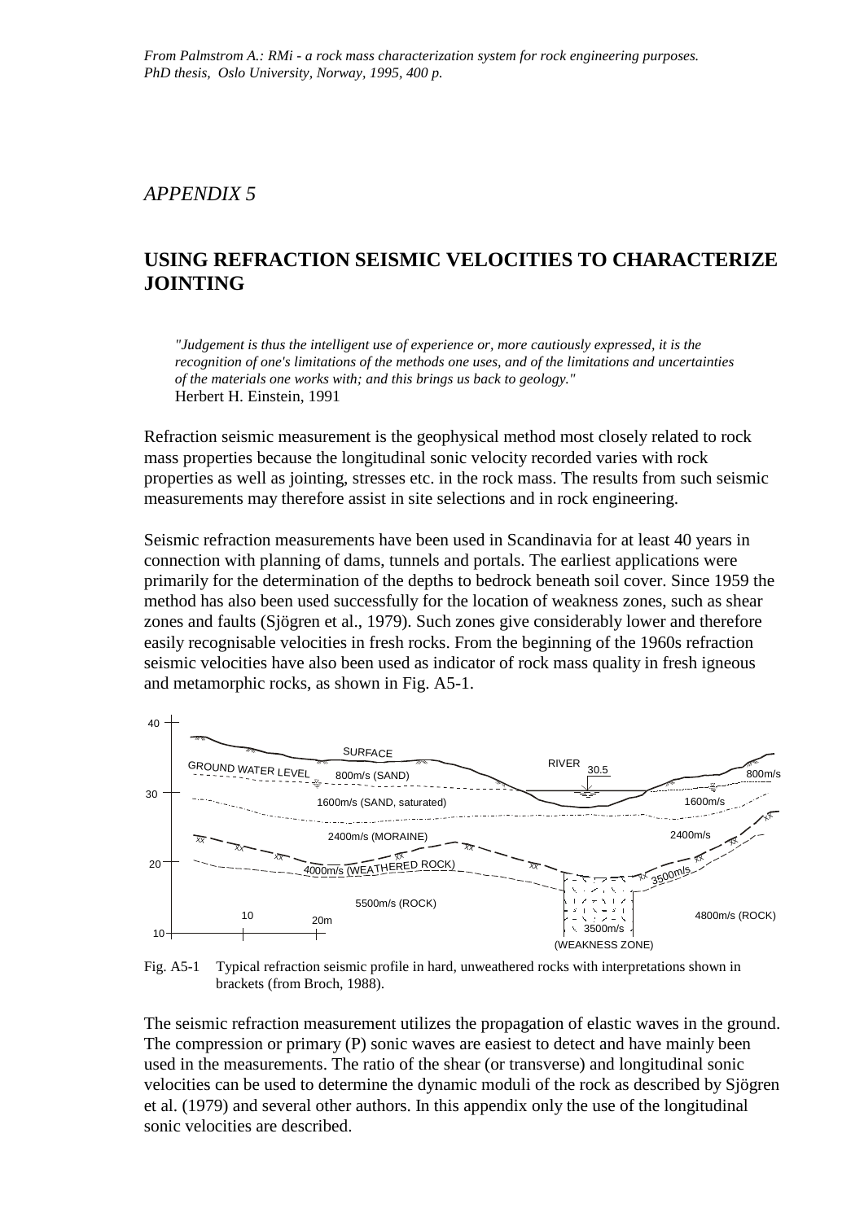*From Palmstrom A.: RMi - a rock mass characterization system for rock engineering purposes. PhD thesis, Oslo University, Norway, 1995, 400 p.*

## *APPENDIX 5*

# USING REFRACTION SEISMIC VELOCITIES TO CHARACTERIZE JOINTING

> *"Judgement is thus the intelligent use of experience or, more cautiously expressed, it is the recognition of one's limitations of the methods one uses, and of the limitations and uncertainties of the materials one works with; and this brings us back to geology."*
> Herbert H. Einstein, 1991

Refraction seismic measurement is the geophysical method most closely related to rock mass properties because the longitudinal sonic velocity recorded varies with rock properties as well as jointing, stresses etc. in the rock mass. The results from such seismic measurements may therefore assist in site selections and in rock engineering.

Seismic refraction measurements have been used in Scandinavia for at least 40 years in connection with planning of dams, tunnels and portals. The earliest applications were primarily for the determination of the depths to bedrock beneath soil cover. Since 1959 the method has also been used successfully for the location of weakness zones, such as shear zones and faults (Sjögren et al., 1979). Such zones give considerably lower and therefore easily recognisable velocities in fresh rocks. From the beginning of the 1960s refraction seismic velocities have also been used as indicator of rock mass quality in fresh igneous and metamorphic rocks, as shown in Fig. A5-1.

Fig. A5-1 Typical refraction seismic profile in hard, unweathered rocks with interpretations shown in brackets (from Broch, 1988).

The seismic refraction measurement utilizes the propagation of elastic waves in the ground. The compression or primary (P) sonic waves are easiest to detect and have mainly been used in the measurements. The ratio of the shear (or transverse) and longitudinal sonic velocities can be used to determine the dynamic moduli of the rock as described by Sjögren et al. (1979) and several other authors. In this appendix only the use of the longitudinal sonic velocities are described.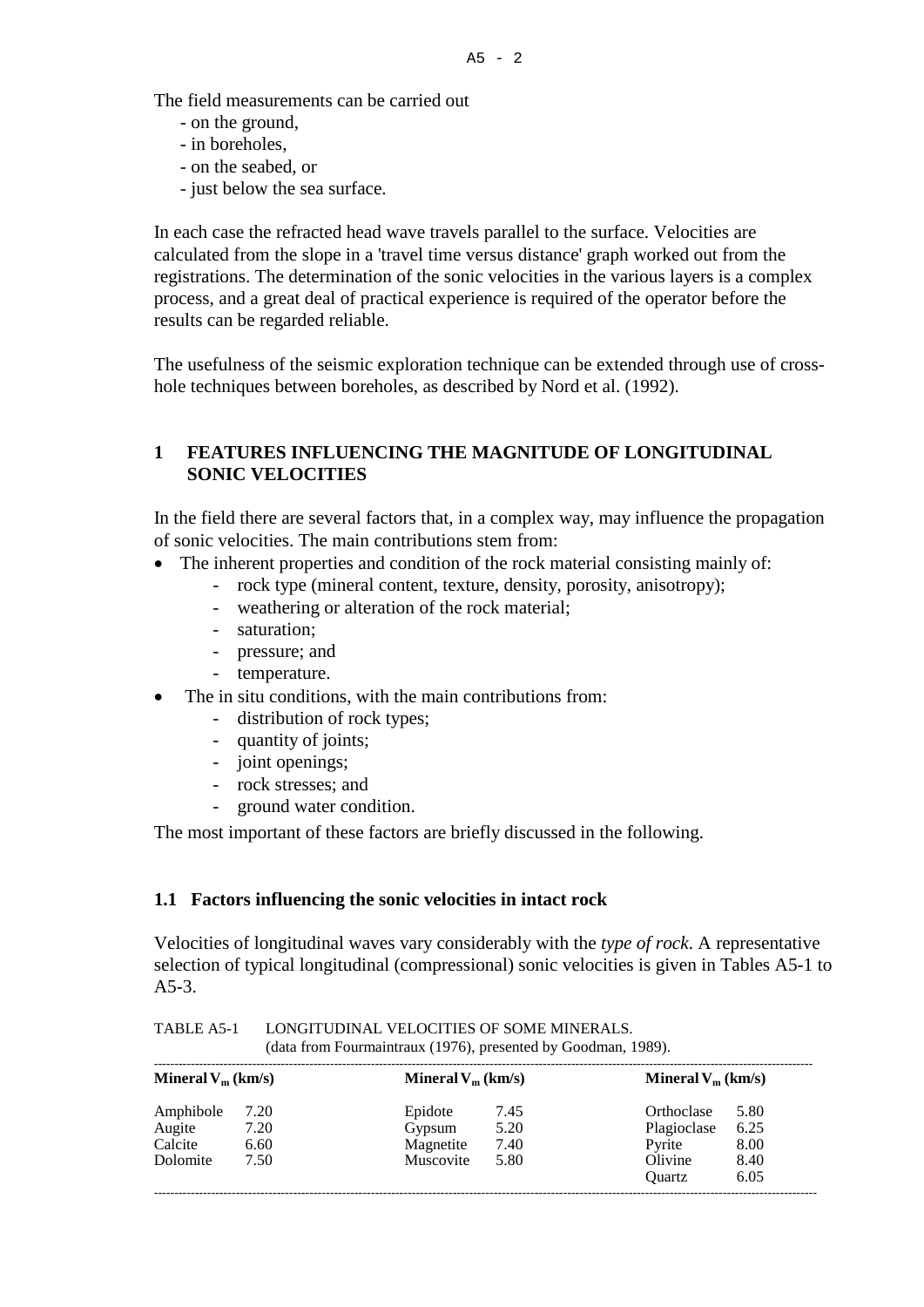The field measurements can be carried out

- on the ground,
- in boreholes,
- on the seabed, or
- just below the sea surface.

In each case the refracted head wave travels parallel to the surface. Velocities are calculated from the slope in a 'travel time versus distance' graph worked out from the registrations. The determination of the sonic velocities in the various layers is a complex process, and a great deal of practical experience is required of the operator before the results can be regarded reliable.

The usefulness of the seismic exploration technique can be extended through use of cross-hole techniques between boreholes, as described by Nord et al. (1992).

## 1 FEATURES INFLUENCING THE MAGNITUDE OF LONGITUDINAL SONIC VELOCITIES

In the field there are several factors that, in a complex way, may influence the propagation of sonic velocities. The main contributions stem from:

- The inherent properties and condition of the rock material consisting mainly of:
  - rock type (mineral content, texture, density, porosity, anisotropy);
  - weathering or alteration of the rock material;
  - saturation;
  - pressure; and
  - temperature.
- The in situ conditions, with the main contributions from:
  - distribution of rock types;
  - quantity of joints;
  - joint openings;
  - rock stresses; and
  - ground water condition.

The most important of these factors are briefly discussed in the following.

### 1.1 Factors influencing the sonic velocities in intact rock

Velocities of longitudinal waves vary considerably with the *type of rock*. A representative selection of typical longitudinal (compressional) sonic velocities is given in Tables A5-1 to A5-3.

TABLE A5-1 LONGITUDINAL VELOCITIES OF SOME MINERALS.
(data from Fourmaintraux (1976), presented by Goodman, 1989).

| Mineral | $V_m$ (km/s) | Mineral | $V_m$ (km/s) | Mineral | $V_m$ (km/s) |
|---|---|---|---|---|---|
| Amphibole | 7.20 | Epidote | 7.45 | Orthoclase | 5.80 |
| Augite | 7.20 | Gypsum | 5.20 | Plagioclase | 6.25 |
| Calcite | 6.60 | Magnetite | 7.40 | Pyrite | 8.00 |
| Dolomite | 7.50 | Muscovite | 5.80 | Olivine | 8.40 |
| | | | | Quartz | 6.05 |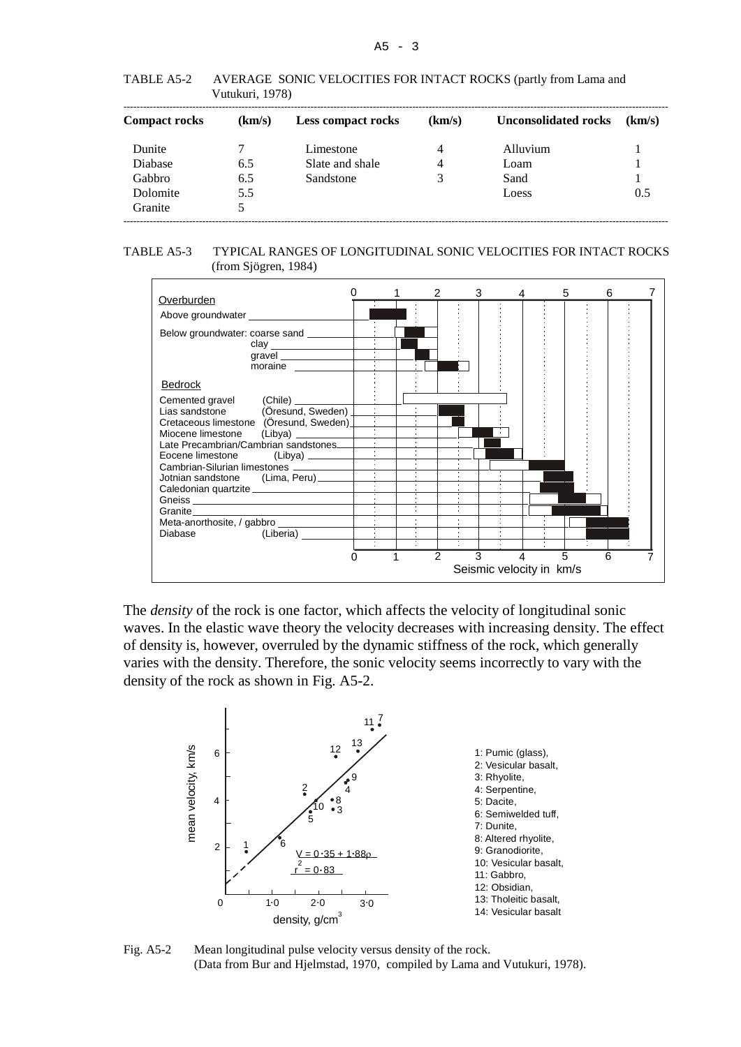TABLE A5-2 AVERAGE SONIC VELOCITIES FOR INTACT ROCKS (partly from Lama and Vutukuri, 1978)

| Compact rocks | (km/s) | Less compact rocks | (km/s) | Unconsolidated rocks | (km/s) |
|---|---|---|---|---|---|
| Dunite | 7 | Limestone | 4 | Alluvium | 1 |
| Diabase | 6.5 | Slate and shale | 4 | Loam | 1 |
| Gabbro | 6.5 | Sandstone | 3 | Sand | 1 |
| Dolomite | 5.5 | | | Loess | 0.5 |
| Granite | 5 | | | | |

TABLE A5-3 TYPICAL RANGES OF LONGITUDINAL SONIC VELOCITIES FOR INTACT ROCKS (from Sjögren, 1984)

Overburden

- Above groundwater
- Below groundwater: coarse sand, clay, gravel, moraine

Bedrock

- Cemented gravel (Chile)
- Lias sandstone (Öresund, Sweden)
- Cretaceous limestone (Öresund, Sweden)
- Miocene limestone (Libya)
- Late Precambrian/Cambrian sandstones
- Eocene limestone (Libya)
- Cambrian-Silurian limestones
- Jotnian sandstone (Lima, Peru)
- Caledonian quartzite
- Gneiss
- Granite
- Meta-anorthosite, / gabbro
- Diabase (Liberia)

Seismic velocity in km/s

The *density* of the rock is one factor, which affects the velocity of longitudinal sonic waves. In the elastic wave theory the velocity decreases with increasing density. The effect of density is, however, overruled by the dynamic stiffness of the rock, which generally varies with the density. Therefore, the sonic velocity seems incorrectly to vary with the density of the rock as shown in Fig. A5-2.

$V = 0{\cdot}35 + 1{\cdot}88\rho$

$r^2 = 0{\cdot}83$

1: Pumic (glass), 2: Vesicular basalt, 3: Rhyolite, 4: Serpentine, 5: Dacite, 6: Semiwelded tuff, 7: Dunite, 8: Altered rhyolite, 9: Granodiorite, 10: Vesicular basalt, 11: Gabbro, 12: Obsidian, 13: Tholeitic basalt, 14: Vesicular basalt

Fig. A5-2 Mean longitudinal pulse velocity versus density of the rock. (Data from Bur and Hjelmstad, 1970, compiled by Lama and Vutukuri, 1978).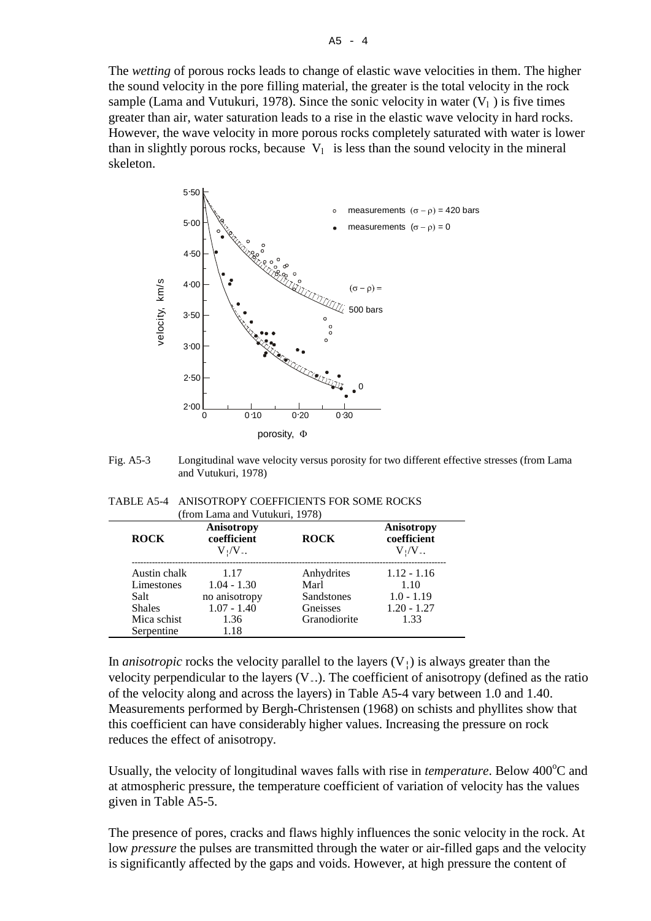The *wetting* of porous rocks leads to change of elastic wave velocities in them. The higher the sound velocity in the pore filling material, the greater is the total velocity in the rock sample (Lama and Vutukuri, 1978). Since the sonic velocity in water ($V_l$ ) is five times greater than air, water saturation leads to a rise in the elastic wave velocity in hard rocks. However, the wave velocity in more porous rocks completely saturated with water is lower than in slightly porous rocks, because $V_l$ is less than the sound velocity in the mineral skeleton.

Fig. A5-3 Longitudinal wave velocity versus porosity for two different effective stresses (from Lama and Vutukuri, 1978)

TABLE A5-4 ANISOTROPY COEFFICIENTS FOR SOME ROCKS (from Lama and Vutukuri, 1978)

| ROCK | Anisotropy coefficient $V_{\parallel}/V_{\perp}$ | ROCK | Anisotropy coefficient $V_{\parallel}/V_{\perp}$ |
|---|---|---|---|
| Austin chalk | 1.17 | Anhydrites | 1.12 - 1.16 |
| Limestones | 1.04 - 1.30 | Marl | 1.10 |
| Salt | no anisotropy | Sandstones | 1.0 - 1.19 |
| Shales | 1.07 - 1.40 | Gneisses | 1.20 - 1.27 |
| Mica schist | 1.36 | Granodiorite | 1.33 |
| Serpentine | 1.18 | | |

In *anisotropic* rocks the velocity parallel to the layers ($V_{\parallel}$) is always greater than the velocity perpendicular to the layers ($V_{\perp}$). The coefficient of anisotropy (defined as the ratio of the velocity along and across the layers) in Table A5-4 vary between 1.0 and 1.40. Measurements performed by Bergh-Christensen (1968) on schists and phyllites show that this coefficient can have considerably higher values. Increasing the pressure on rock reduces the effect of anisotropy.

Usually, the velocity of longitudinal waves falls with rise in *temperature*. Below 400$^{o}$C and at atmospheric pressure, the temperature coefficient of variation of velocity has the values given in Table A5-5.

The presence of pores, cracks and flaws highly influences the sonic velocity in the rock. At low *pressure* the pulses are transmitted through the water or air-filled gaps and the velocity is significantly affected by the gaps and voids. However, at high pressure the content of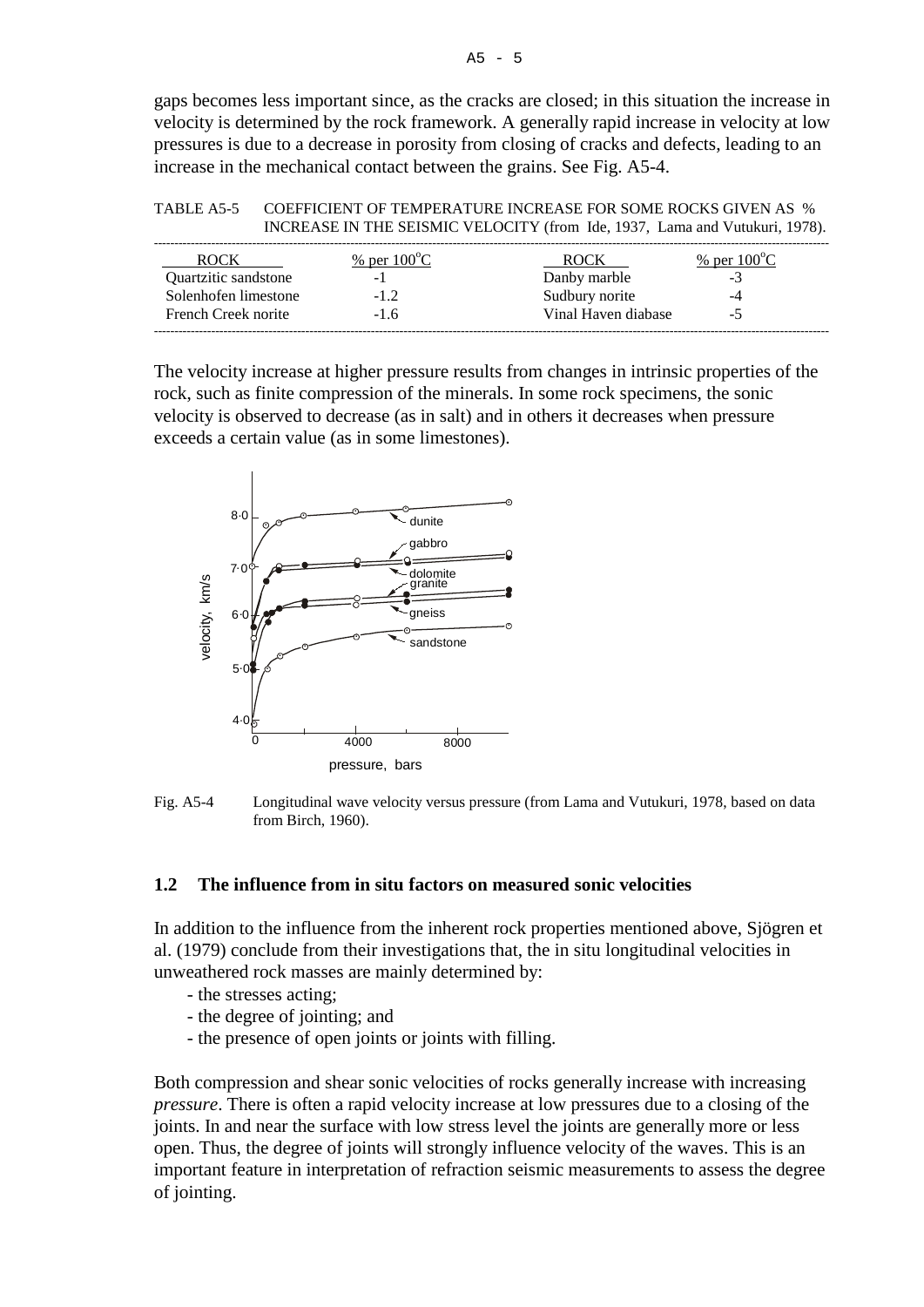gaps becomes less important since, as the cracks are closed; in this situation the increase in velocity is determined by the rock framework. A generally rapid increase in velocity at low pressures is due to a decrease in porosity from closing of cracks and defects, leading to an increase in the mechanical contact between the grains. See Fig. A5-4.

TABLE A5-5 COEFFICIENT OF TEMPERATURE INCREASE FOR SOME ROCKS GIVEN AS % INCREASE IN THE SEISMIC VELOCITY (from Ide, 1937, Lama and Vutukuri, 1978).

| ROCK | % per 100°C | ROCK | % per 100°C |
|---|---|---|---|
| Quartzitic sandstone | -1 | Danby marble | -3 |
| Solenhofen limestone | -1.2 | Sudbury norite | -4 |
| French Creek norite | -1.6 | Vinal Haven diabase | -5 |

The velocity increase at higher pressure results from changes in intrinsic properties of the rock, such as finite compression of the minerals. In some rock specimens, the sonic velocity is observed to decrease (as in salt) and in others it decreases when pressure exceeds a certain value (as in some limestones).

Fig. A5-4 Longitudinal wave velocity versus pressure (from Lama and Vutukuri, 1978, based on data from Birch, 1960).

## 1.2 The influence from in situ factors on measured sonic velocities

In addition to the influence from the inherent rock properties mentioned above, Sjögren et al. (1979) conclude from their investigations that, the in situ longitudinal velocities in unweathered rock masses are mainly determined by:

- the stresses acting;
- the degree of jointing; and
- the presence of open joints or joints with filling.

Both compression and shear sonic velocities of rocks generally increase with increasing *pressure*. There is often a rapid velocity increase at low pressures due to a closing of the joints. In and near the surface with low stress level the joints are generally more or less open. Thus, the degree of joints will strongly influence velocity of the waves. This is an important feature in interpretation of refraction seismic measurements to assess the degree of jointing.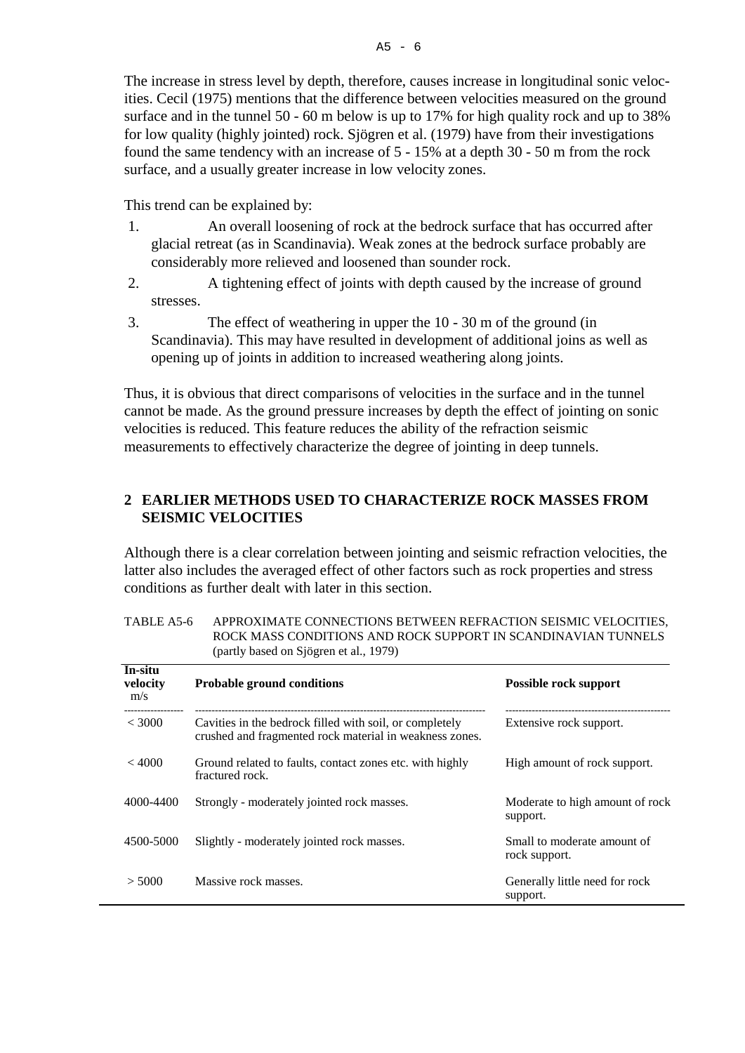The increase in stress level by depth, therefore, causes increase in longitudinal sonic velocities. Cecil (1975) mentions that the difference between velocities measured on the ground surface and in the tunnel 50 - 60 m below is up to 17% for high quality rock and up to 38% for low quality (highly jointed) rock. Sjögren et al. (1979) have from their investigations found the same tendency with an increase of 5 - 15% at a depth 30 - 50 m from the rock surface, and a usually greater increase in low velocity zones.

This trend can be explained by:

1. An overall loosening of rock at the bedrock surface that has occurred after glacial retreat (as in Scandinavia). Weak zones at the bedrock surface probably are considerably more relieved and loosened than sounder rock.
2. A tightening effect of joints with depth caused by the increase of ground stresses.
3. The effect of weathering in upper the 10 - 30 m of the ground (in Scandinavia). This may have resulted in development of additional joins as well as opening up of joints in addition to increased weathering along joints.

Thus, it is obvious that direct comparisons of velocities in the surface and in the tunnel cannot be made. As the ground pressure increases by depth the effect of jointing on sonic velocities is reduced. This feature reduces the ability of the refraction seismic measurements to effectively characterize the degree of jointing in deep tunnels.

## 2 EARLIER METHODS USED TO CHARACTERIZE ROCK MASSES FROM SEISMIC VELOCITIES

Although there is a clear correlation between jointing and seismic refraction velocities, the latter also includes the averaged effect of other factors such as rock properties and stress conditions as further dealt with later in this section.

TABLE A5-6 APPROXIMATE CONNECTIONS BETWEEN REFRACTION SEISMIC VELOCITIES, ROCK MASS CONDITIONS AND ROCK SUPPORT IN SCANDINAVIAN TUNNELS (partly based on Sjögren et al., 1979)

| In-situ velocity m/s | Probable ground conditions | Possible rock support |
|---|---|---|
| < 3000 | Cavities in the bedrock filled with soil, or completely crushed and fragmented rock material in weakness zones. | Extensive rock support. |
| < 4000 | Ground related to faults, contact zones etc. with highly fractured rock. | High amount of rock support. |
| 4000-4400 | Strongly - moderately jointed rock masses. | Moderate to high amount of rock support. |
| 4500-5000 | Slightly - moderately jointed rock masses. | Small to moderate amount of rock support. |
| > 5000 | Massive rock masses. | Generally little need for rock support. |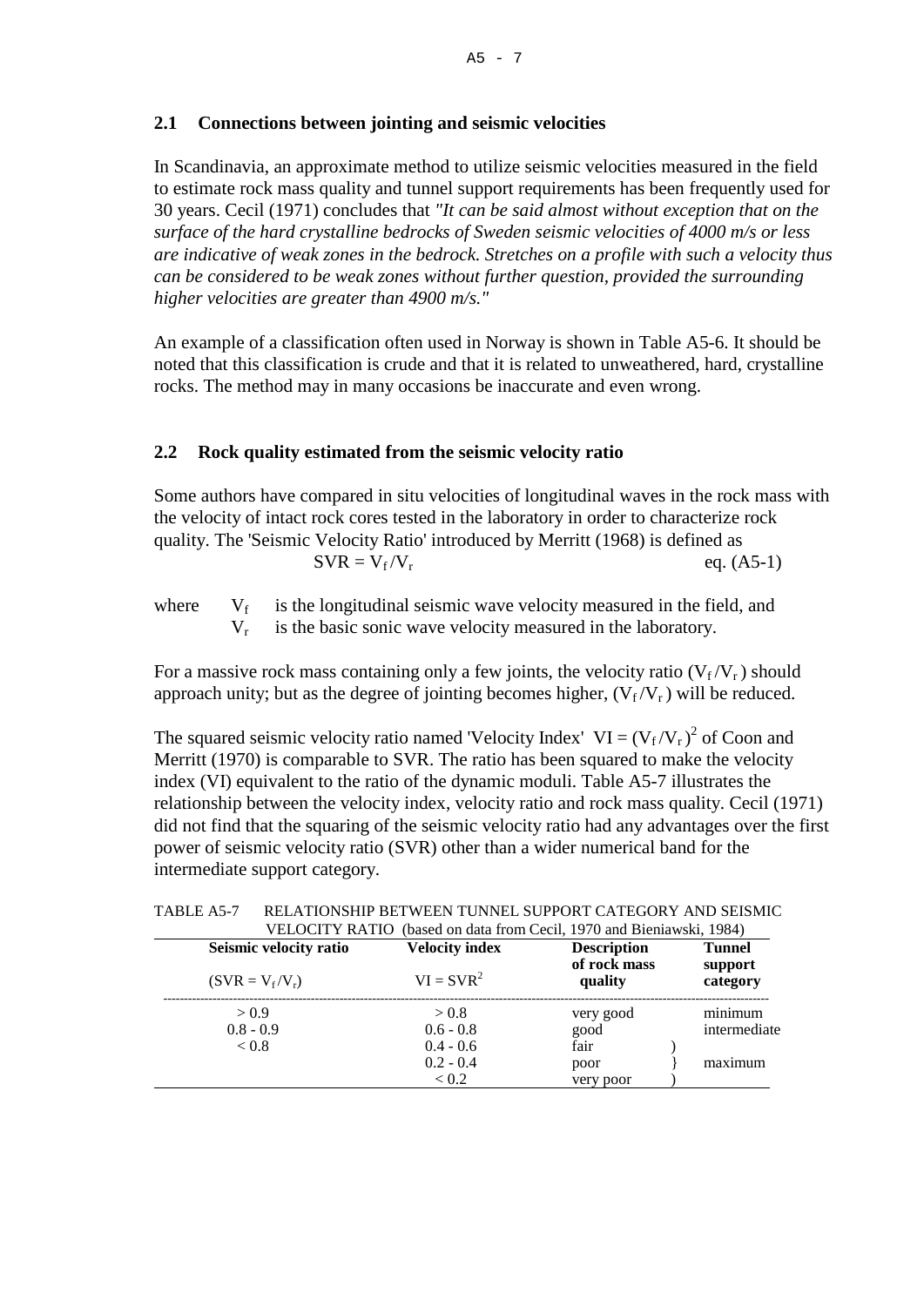## 2.1 Connections between jointing and seismic velocities

In Scandinavia, an approximate method to utilize seismic velocities measured in the field to estimate rock mass quality and tunnel support requirements has been frequently used for 30 years. Cecil (1971) concludes that *"It can be said almost without exception that on the surface of the hard crystalline bedrocks of Sweden seismic velocities of 4000 m/s or less are indicative of weak zones in the bedrock. Stretches on a profile with such a velocity thus can be considered to be weak zones without further question, provided the surrounding higher velocities are greater than 4900 m/s."*

An example of a classification often used in Norway is shown in Table A5-6. It should be noted that this classification is crude and that it is related to unweathered, hard, crystalline rocks. The method may in many occasions be inaccurate and even wrong.

## 2.2 Rock quality estimated from the seismic velocity ratio

Some authors have compared in situ velocities of longitudinal waves in the rock mass with the velocity of intact rock cores tested in the laboratory in order to characterize rock quality. The 'Seismic Velocity Ratio' introduced by Merritt (1968) is defined as

$$SVR = V_f / V_r \qquad \text{eq. (A5-1)}$$

where $V_f$ is the longitudinal seismic wave velocity measured in the field, and
$V_r$ is the basic sonic wave velocity measured in the laboratory.

For a massive rock mass containing only a few joints, the velocity ratio ($V_f / V_r$) should approach unity; but as the degree of jointing becomes higher, ($V_f / V_r$) will be reduced.

The squared seismic velocity ratio named 'Velocity Index' $VI = (V_f / V_r)^2$ of Coon and Merritt (1970) is comparable to SVR. The ratio has been squared to make the velocity index (VI) equivalent to the ratio of the dynamic moduli. Table A5-7 illustrates the relationship between the velocity index, velocity ratio and rock mass quality. Cecil (1971) did not find that the squaring of the seismic velocity ratio had any advantages over the first power of seismic velocity ratio (SVR) other than a wider numerical band for the intermediate support category.

TABLE A5-7 RELATIONSHIP BETWEEN TUNNEL SUPPORT CATEGORY AND SEISMIC VELOCITY RATIO (based on data from Cecil, 1970 and Bieniawski, 1984)

| **Seismic velocity ratio** ($SVR = V_f/V_r$) | **Velocity index** $VI = SVR^2$ | **Description of rock mass quality** | **Tunnel support category** |
|---|---|---|---|
| > 0.9 | > 0.8 | very good | minimum |
| 0.8 - 0.9 | 0.6 - 0.8 | good | intermediate |
| < 0.8 | 0.4 - 0.6 | fair | maximum |
| | 0.2 - 0.4 | poor | maximum |
| | < 0.2 | very poor | maximum |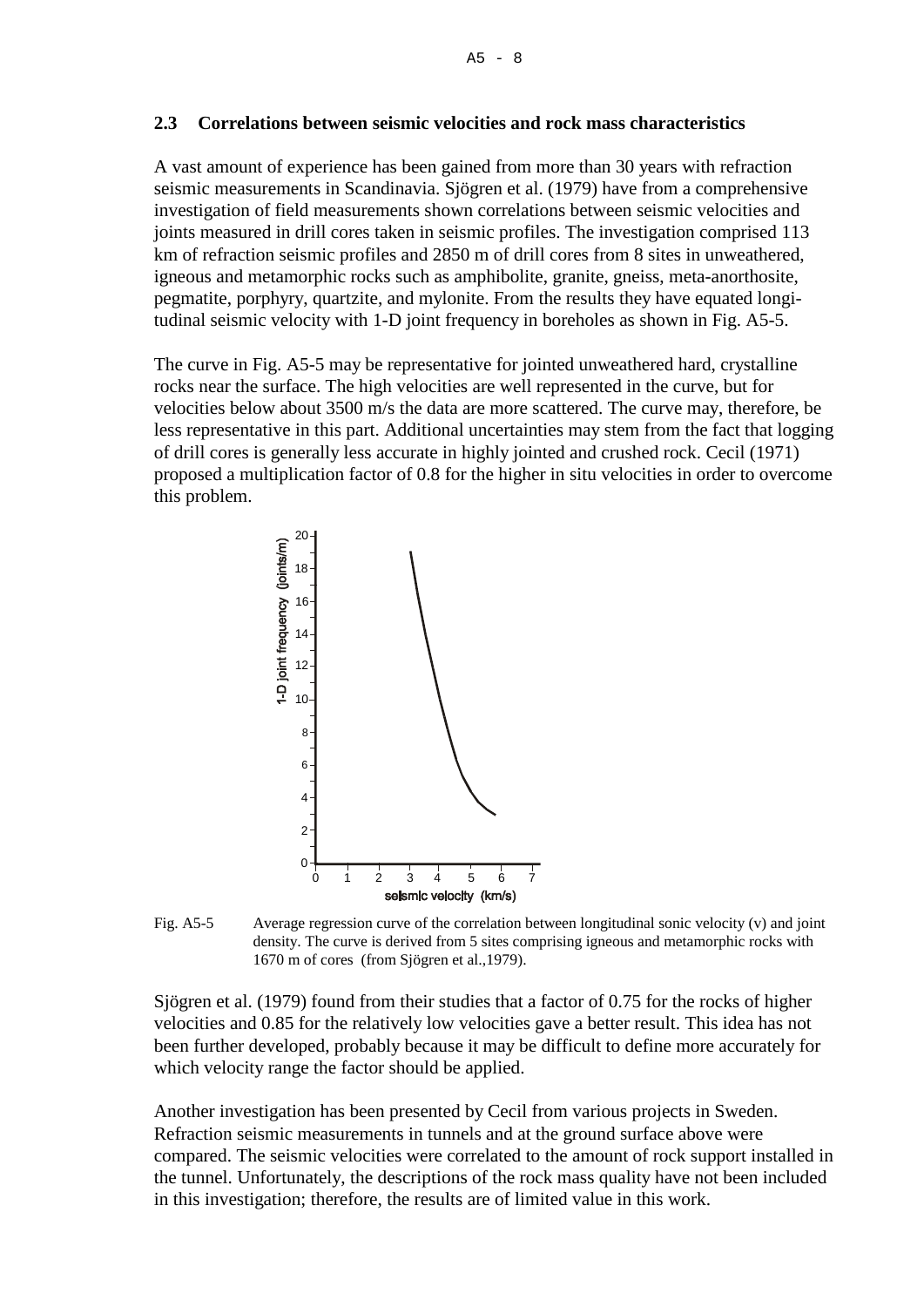## 2.3 Correlations between seismic velocities and rock mass characteristics

A vast amount of experience has been gained from more than 30 years with refraction seismic measurements in Scandinavia. Sjögren et al. (1979) have from a comprehensive investigation of field measurements shown correlations between seismic velocities and joints measured in drill cores taken in seismic profiles. The investigation comprised 113 km of refraction seismic profiles and 2850 m of drill cores from 8 sites in unweathered, igneous and metamorphic rocks such as amphibolite, granite, gneiss, meta-anorthosite, pegmatite, porphyry, quartzite, and mylonite. From the results they have equated longitudinal seismic velocity with 1-D joint frequency in boreholes as shown in Fig. A5-5.

The curve in Fig. A5-5 may be representative for jointed unweathered hard, crystalline rocks near the surface. The high velocities are well represented in the curve, but for velocities below about 3500 m/s the data are more scattered. The curve may, therefore, be less representative in this part. Additional uncertainties may stem from the fact that logging of drill cores is generally less accurate in highly jointed and crushed rock. Cecil (1971) proposed a multiplication factor of 0.8 for the higher in situ velocities in order to overcome this problem.

Fig. A5-5 Average regression curve of the correlation between longitudinal sonic velocity (v) and joint density. The curve is derived from 5 sites comprising igneous and metamorphic rocks with 1670 m of cores (from Sjögren et al.,1979).

Sjögren et al. (1979) found from their studies that a factor of 0.75 for the rocks of higher velocities and 0.85 for the relatively low velocities gave a better result. This idea has not been further developed, probably because it may be difficult to define more accurately for which velocity range the factor should be applied.

Another investigation has been presented by Cecil from various projects in Sweden. Refraction seismic measurements in tunnels and at the ground surface above were compared. The seismic velocities were correlated to the amount of rock support installed in the tunnel. Unfortunately, the descriptions of the rock mass quality have not been included in this investigation; therefore, the results are of limited value in this work.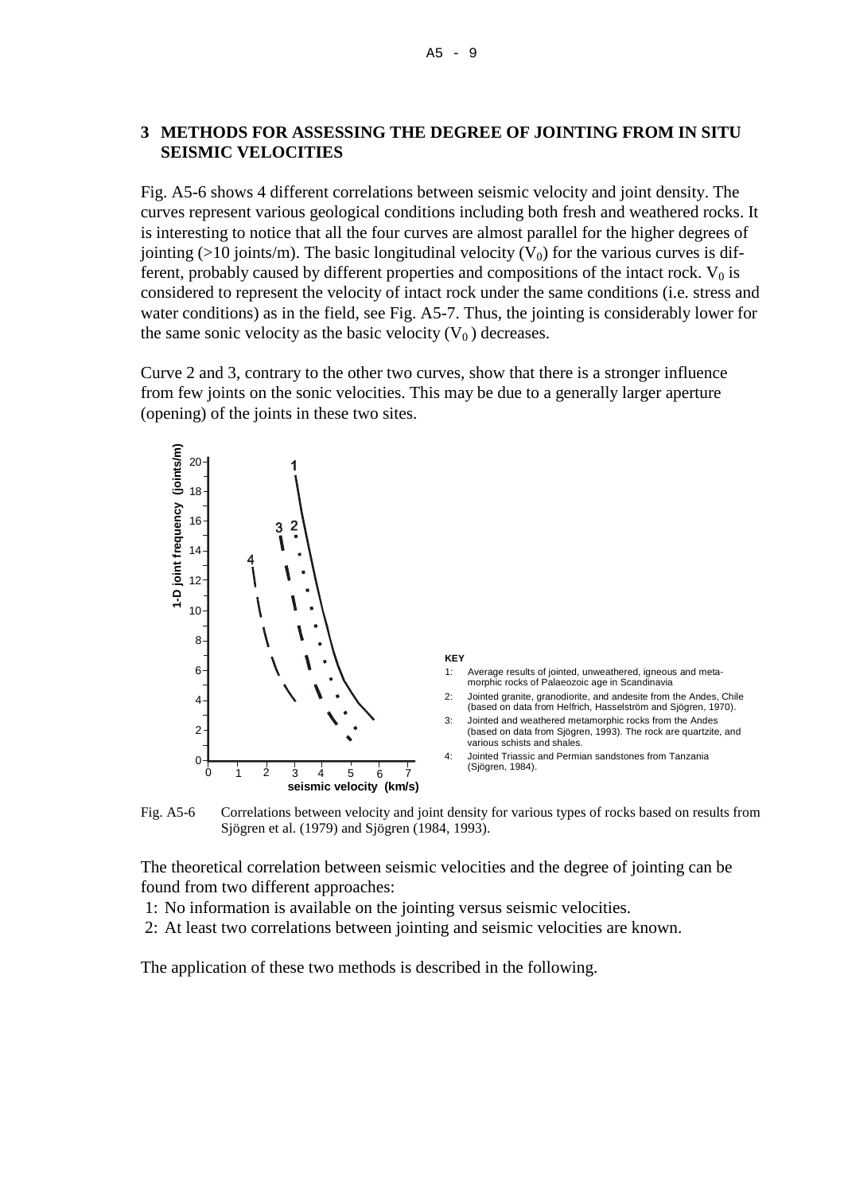## 3 METHODS FOR ASSESSING THE DEGREE OF JOINTING FROM IN SITU SEISMIC VELOCITIES

Fig. A5-6 shows 4 different correlations between seismic velocity and joint density. The curves represent various geological conditions including both fresh and weathered rocks. It is interesting to notice that all the four curves are almost parallel for the higher degrees of jointing (>10 joints/m). The basic longitudinal velocity ($V_0$) for the various curves is different, probably caused by different properties and compositions of the intact rock. $V_0$ is considered to represent the velocity of intact rock under the same conditions (i.e. stress and water conditions) as in the field, see Fig. A5-7. Thus, the jointing is considerably lower for the same sonic velocity as the basic velocity ($V_0$) decreases.

Curve 2 and 3, contrary to the other two curves, show that there is a stronger influence from few joints on the sonic velocities. This may be due to a generally larger aperture (opening) of the joints in these two sites.

KEY

1: Average results of jointed, unweathered, igneous and metamorphic rocks of Palaeozoic age in Scandinavia

2: Jointed granite, granodiorite, and andesite from the Andes, Chile (based on data from Helfrich, Hasselström and Sjögren, 1970).

3: Jointed and weathered metamorphic rocks from the Andes (based on data from Sjögren, 1993). The rock are quartzite, and various schists and shales.

4: Jointed Triassic and Permian sandstones from Tanzania (Sjögren, 1984).

Fig. A5-6 Correlations between velocity and joint density for various types of rocks based on results from Sjögren et al. (1979) and Sjögren (1984, 1993).

The theoretical correlation between seismic velocities and the degree of jointing can be found from two different approaches:

1: No information is available on the jointing versus seismic velocities.

2: At least two correlations between jointing and seismic velocities are known.

The application of these two methods is described in the following.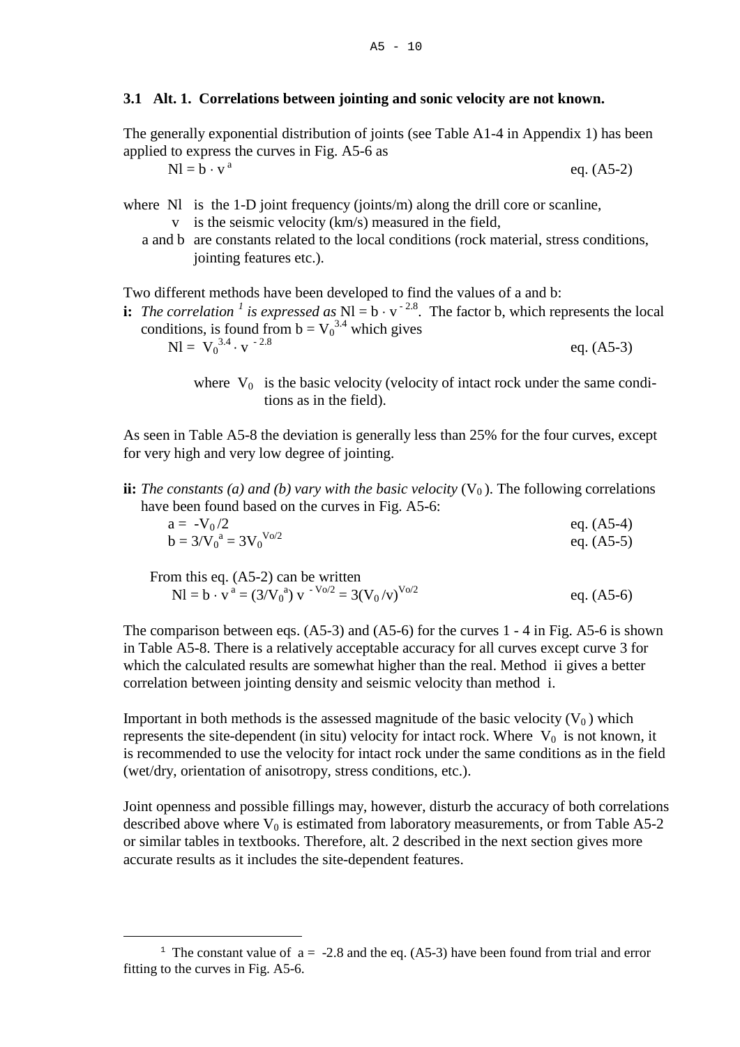### 3.1 Alt. 1. Correlations between jointing and sonic velocity are not known.

The generally exponential distribution of joints (see Table A1-4 in Appendix 1) has been applied to express the curves in Fig. A5-6 as

$$Nl = b \cdot v^{a} \qquad \text{eq. (A5-2)}$$

where Nl is the 1-D joint frequency (joints/m) along the drill core or scanline,
v is the seismic velocity (km/s) measured in the field,
a and b are constants related to the local conditions (rock material, stress conditions, jointing features etc.).

Two different methods have been developed to find the values of a and b:

**i:** *The correlation* [1] *is expressed as* $Nl = b \cdot v^{-2.8}$. The factor b, which represents the local conditions, is found from $b = V_0^{3.4}$ which gives

$$Nl = V_0^{3.4} \cdot v^{-2.8} \qquad \text{eq. (A5-3)}$$

where $V_0$ is the basic velocity (velocity of intact rock under the same conditions as in the field).

As seen in Table A5-8 the deviation is generally less than 25% for the four curves, except for very high and very low degree of jointing.

**ii:** *The constants (a) and (b) vary with the basic velocity* ($V_0$). The following correlations have been found based on the curves in Fig. A5-6:

$$a = -V_0/2 \qquad \text{eq. (A5-4)}$$
$$b = 3/V_0^{a} = 3V_0^{Vo/2} \qquad \text{eq. (A5-5)}$$

From this eq. (A5-2) can be written

$$Nl = b \cdot v^{a} = (3/V_0^{a})\, v^{-Vo/2} = 3(V_0/v)^{Vo/2} \qquad \text{eq. (A5-6)}$$

The comparison between eqs. (A5-3) and (A5-6) for the curves 1 - 4 in Fig. A5-6 is shown in Table A5-8. There is a relatively acceptable accuracy for all curves except curve 3 for which the calculated results are somewhat higher than the real. Method ii gives a better correlation between jointing density and seismic velocity than method i.

Important in both methods is the assessed magnitude of the basic velocity ($V_0$) which represents the site-dependent (in situ) velocity for intact rock. Where $V_0$ is not known, it is recommended to use the velocity for intact rock under the same conditions as in the field (wet/dry, orientation of anisotropy, stress conditions, etc.).

Joint openness and possible fillings may, however, disturb the accuracy of both correlations described above where $V_0$ is estimated from laboratory measurements, or from Table A5-2 or similar tables in textbooks. Therefore, alt. 2 described in the next section gives more accurate results as it includes the site-dependent features.

---

[1] The constant value of $a = -2.8$ and the eq. (A5-3) have been found from trial and error fitting to the curves in Fig. A5-6.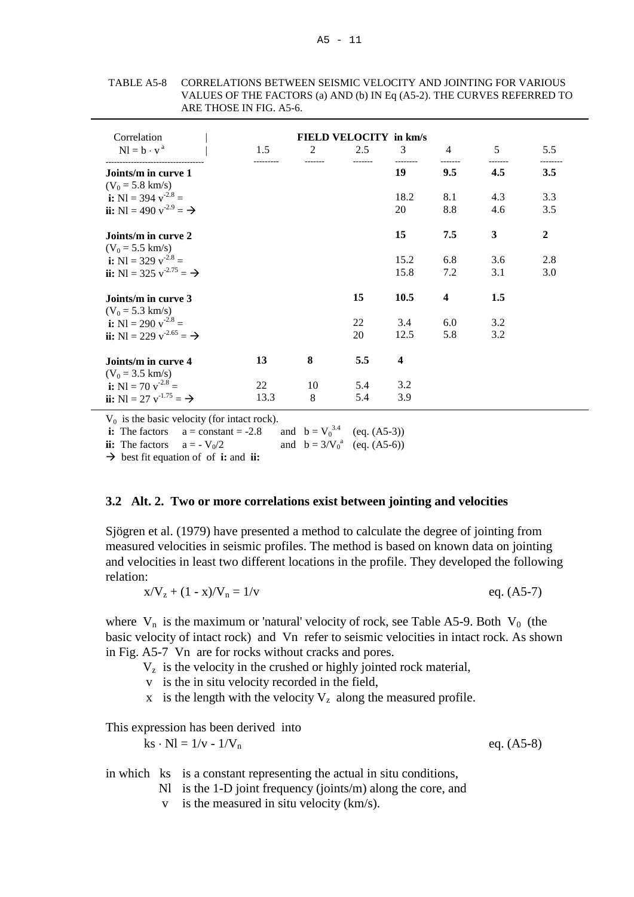TABLE A5-8 CORRELATIONS BETWEEN SEISMIC VELOCITY AND JOINTING FOR VARIOUS VALUES OF THE FACTORS (a) AND (b) IN Eq (A5-2). THE CURVES REFERRED TO ARE THOSE IN FIG. A5-6.

| Correlation $Nl = b \cdot v^a$ | FIELD VELOCITY in km/s 1.5 | 2 | 2.5 | 3 | 4 | 5 | 5.5 |
|---|---|---|---|---|---|---|---|
| **Joints/m in curve 1** ($V_0$ = 5.8 km/s) | | | | **19** | **9.5** | **4.5** | **3.5** |
| **i:** $Nl = 394\ v^{-2.8}$ = | | | | 18.2 | 8.1 | 4.3 | 3.3 |
| **ii:** $Nl = 490\ v^{-2.9}$ = → | | | | 20 | 8.8 | 4.6 | 3.5 |
| **Joints/m in curve 2** ($V_0$ = 5.5 km/s) | | | | **15** | **7.5** | **3** | **2** |
| **i:** $Nl = 329\ v^{-2.8}$ = | | | | 15.2 | 6.8 | 3.6 | 2.8 |
| **ii:** $Nl = 325\ v^{-2.75}$ = → | | | | 15.8 | 7.2 | 3.1 | 3.0 |
| **Joints/m in curve 3** ($V_0$ = 5.3 km/s) | | | **15** | **10.5** | **4** | **1.5** | |
| **i:** $Nl = 290\ v^{-2.8}$ = | | | 22 | 3.4 | 6.0 | 3.2 | |
| **ii:** $Nl = 229\ v^{-2.65}$ = → | | | 20 | 12.5 | 5.8 | 3.2 | |
| **Joints/m in curve 4** ($V_0$ = 3.5 km/s) | **13** | **8** | **5.5** | **4** | | | |
| **i:** $Nl = 70\ v^{-2.8}$ = | 22 | 10 | 5.4 | 3.2 | | | |
| **ii:** $Nl = 27\ v^{-1.75}$ = → | 13.3 | 8 | 5.4 | 3.9 | | | |

$V_0$ is the basic velocity (for intact rock).
**i:** The factors $a$ = constant = -2.8 and $b = V_0^{3.4}$ (eq. (A5-3))
**ii:** The factors $a = -V_0/2$ and $b = 3/V_0^a$ (eq. (A5-6))
→ best fit equation of of **i:** and **ii:**

### 3.2 Alt. 2. Two or more correlations exist between jointing and velocities

Sjögren et al. (1979) have presented a method to calculate the degree of jointing from measured velocities in seismic profiles. The method is based on known data on jointing and velocities in least two different locations in the profile. They developed the following relation:

$$x/V_z + (1 - x)/V_n = 1/v \qquad \text{eq. (A5-7)}$$

where $V_n$ is the maximum or 'natural' velocity of rock, see Table A5-9. Both $V_0$ (the basic velocity of intact rock) and $V_n$ refer to seismic velocities in intact rock. As shown in Fig. A5-7 $V_n$ are for rocks without cracks and pores.

- $V_z$ is the velocity in the crushed or highly jointed rock material,
- $v$ is the in situ velocity recorded in the field,
- $x$ is the length with the velocity $V_z$ along the measured profile.

This expression has been derived into

$$ks \cdot Nl = 1/v - 1/V_n \qquad \text{eq. (A5-8)}$$

in which
- $ks$ is a constant representing the actual in situ conditions,
- $Nl$ is the 1-D joint frequency (joints/m) along the core, and
- $v$ is the measured in situ velocity (km/s).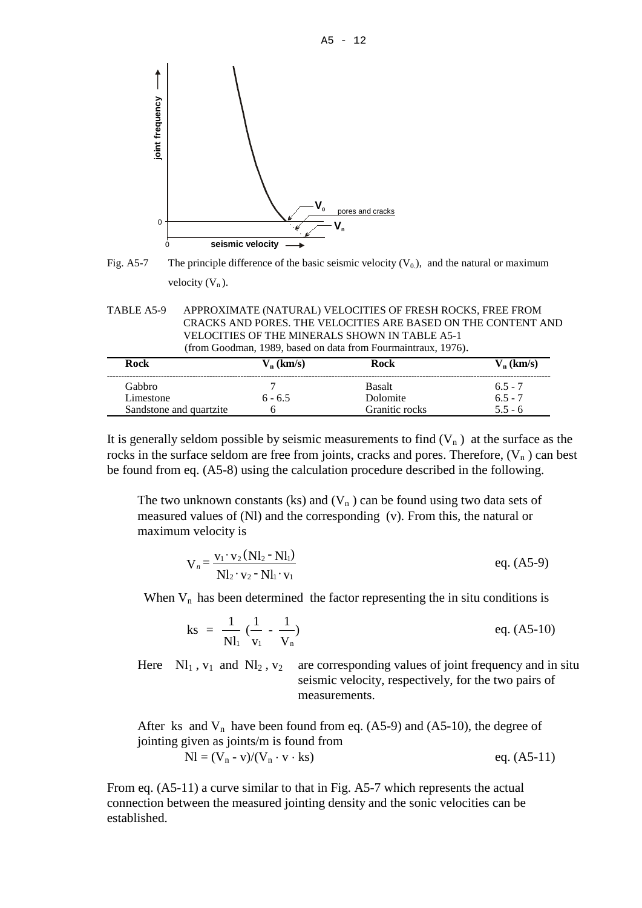Fig. A5-7 The principle difference of the basic seismic velocity ($V_0$), and the natural or maximum velocity ($V_n$).

TABLE A5-9 APPROXIMATE (NATURAL) VELOCITIES OF FRESH ROCKS, FREE FROM CRACKS AND PORES. THE VELOCITIES ARE BASED ON THE CONTENT AND VELOCITIES OF THE MINERALS SHOWN IN TABLE A5-1 (from Goodman, 1989, based on data from Fourmaintraux, 1976).

| Rock | $V_n$ (km/s) | Rock | $V_n$ (km/s) |
|---|---|---|---|
| Gabbro | 7 | Basalt | 6.5 - 7 |
| Limestone | 6 - 6.5 | Dolomite | 6.5 - 7 |
| Sandstone and quartzite | 6 | Granitic rocks | 5.5 - 6 |

It is generally seldom possible by seismic measurements to find ($V_n$) at the surface as the rocks in the surface seldom are free from joints, cracks and pores. Therefore, ($V_n$) can best be found from eq. (A5-8) using the calculation procedure described in the following.

The two unknown constants (ks) and ($V_n$) can be found using two data sets of measured values of (Nl) and the corresponding (v). From this, the natural or maximum velocity is

$$V_n = \frac{v_1 \cdot v_2 (Nl_2 - Nl_1)}{Nl_2 \cdot v_2 - Nl_1 \cdot v_1} \qquad \text{eq. (A5-9)}$$

When $V_n$ has been determined the factor representing the in situ conditions is

$$ks = \frac{1}{Nl_1} \left(\frac{1}{v_1} - \frac{1}{V_n}\right) \qquad \text{eq. (A5-10)}$$

Here $Nl_1$, $v_1$ and $Nl_2$, $v_2$ are corresponding values of joint frequency and in situ seismic velocity, respectively, for the two pairs of measurements.

After ks and $V_n$ have been found from eq. (A5-9) and (A5-10), the degree of jointing given as joints/m is found from

$$Nl = (V_n - v)/(V_n \cdot v \cdot ks) \qquad \text{eq. (A5-11)}$$

From eq. (A5-11) a curve similar to that in Fig. A5-7 which represents the actual connection between the measured jointing density and the sonic velocities can be established.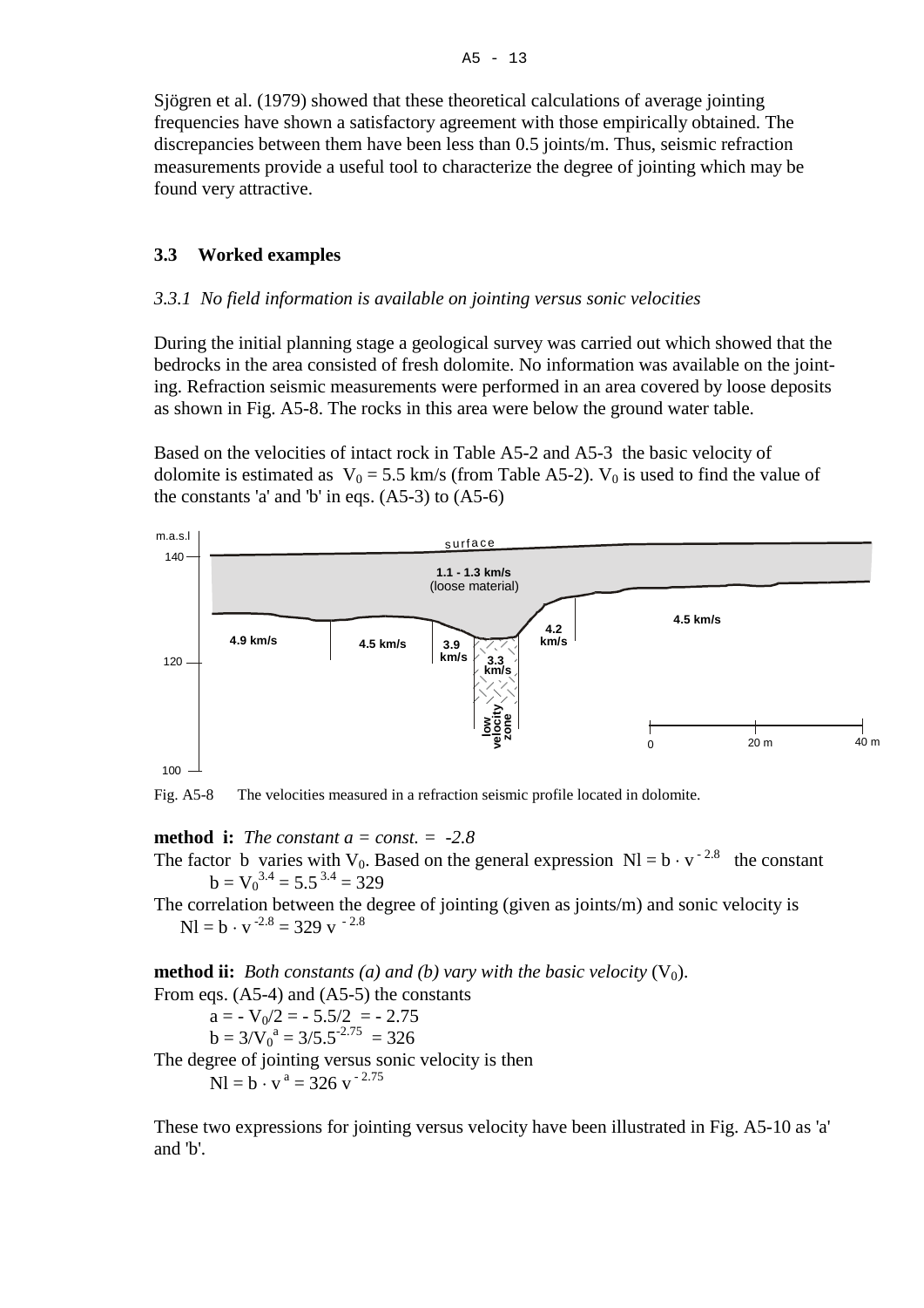Sjögren et al. (1979) showed that these theoretical calculations of average jointing frequencies have shown a satisfactory agreement with those empirically obtained. The discrepancies between them have been less than 0.5 joints/m. Thus, seismic refraction measurements provide a useful tool to characterize the degree of jointing which may be found very attractive.

## 3.3 Worked examples

### *3.3.1 No field information is available on jointing versus sonic velocities*

During the initial planning stage a geological survey was carried out which showed that the bedrocks in the area consisted of fresh dolomite. No information was available on the jointing. Refraction seismic measurements were performed in an area covered by loose deposits as shown in Fig. A5-8. The rocks in this area were below the ground water table.

Based on the velocities of intact rock in Table A5-2 and A5-3 the basic velocity of dolomite is estimated as $V_0 = 5.5$ km/s (from Table A5-2). $V_0$ is used to find the value of the constants 'a' and 'b' in eqs. (A5-3) to (A5-6)

Fig. A5-8 The velocities measured in a refraction seismic profile located in dolomite.

**method i:** *The constant a = const. = -2.8*

The factor b varies with $V_0$. Based on the general expression $Nl = b \cdot v^{-2.8}$ the constant

$$b = V_0^{3.4} = 5.5^{3.4} = 329$$

The correlation between the degree of jointing (given as joints/m) and sonic velocity is

$$Nl = b \cdot v^{-2.8} = 329\ v^{-2.8}$$

**method ii:** *Both constants (a) and (b) vary with the basic velocity* ($V_0$).

From eqs. (A5-4) and (A5-5) the constants

$$a = -V_0/2 = -5.5/2 = -2.75$$

$$b = 3/V_0^{a} = 3/5.5^{-2.75} = 326$$

The degree of jointing versus sonic velocity is then

$$Nl = b \cdot v^{a} = 326\ v^{-2.75}$$

These two expressions for jointing versus velocity have been illustrated in Fig. A5-10 as 'a' and 'b'.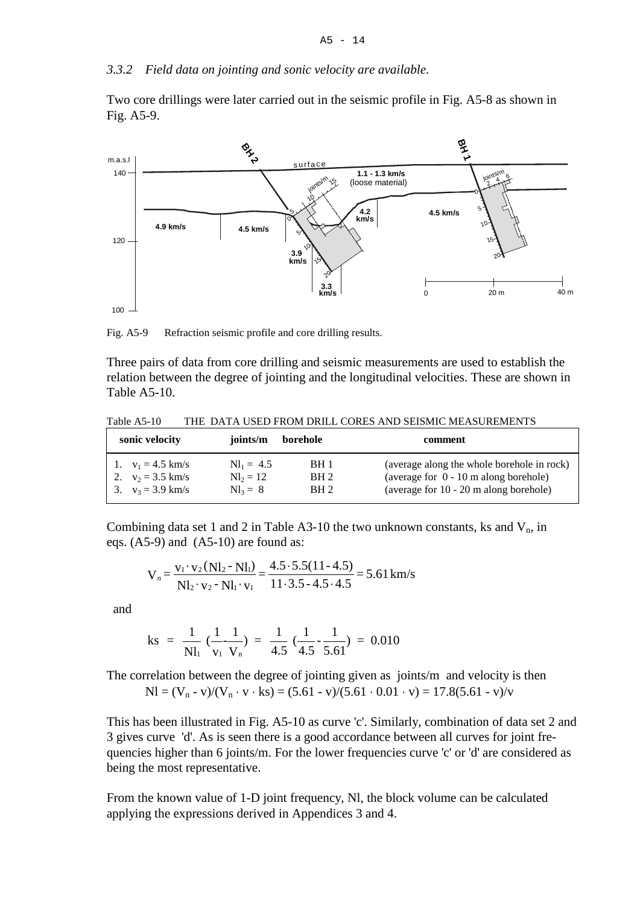*3.3.2 Field data on jointing and sonic velocity are available.*

Two core drillings were later carried out in the seismic profile in Fig. A5-8 as shown in Fig. A5-9.

Fig. A5-9 Refraction seismic profile and core drilling results.

Three pairs of data from core drilling and seismic measurements are used to establish the relation between the degree of jointing and the longitudinal velocities. These are shown in Table A5-10.

Table A5-10 THE DATA USED FROM DRILL CORES AND SEISMIC MEASUREMENTS

| sonic velocity | joints/m | borehole | comment |
|---|---|---|---|
| 1. $v_1 = 4.5$ km/s | $Nl_1 = 4.5$ | BH 1 | (average along the whole borehole in rock) |
| 2. $v_2 = 3.5$ km/s | $Nl_2 = 12$ | BH 2 | (average for 0 - 10 m along borehole) |
| 3. $v_3 = 3.9$ km/s | $Nl_3 = 8$ | BH 2 | (average for 10 - 20 m along borehole) |

Combining data set 1 and 2 in Table A3-10 the two unknown constants, ks and $V_n$, in eqs. (A5-9) and (A5-10) are found as:

$$V_n = \frac{v_1 \cdot v_2 (Nl_2 - Nl_1)}{Nl_2 \cdot v_2 - Nl_1 \cdot v_1} = \frac{4.5 \cdot 5.5(11 - 4.5)}{11 \cdot 3.5 - 4.5 \cdot 4.5} = 5.61 \text{ km/s}$$

and

$$ks = \frac{1}{Nl_1} \left(\frac{1}{v_1} - \frac{1}{V_n}\right) = \frac{1}{4.5} \left(\frac{1}{4.5} - \frac{1}{5.61}\right) = 0.010$$

The correlation between the degree of jointing given as joints/m and velocity is then

$$Nl = (V_n - v)/(V_n \cdot v \cdot ks) = (5.61 - v)/(5.61 \cdot 0.01 \cdot v) = 17.8(5.61 - v)/v$$

This has been illustrated in Fig. A5-10 as curve 'c'. Similarly, combination of data set 2 and 3 gives curve 'd'. As is seen there is a good accordance between all curves for joint frequencies higher than 6 joints/m. For the lower frequencies curve 'c' or 'd' are considered as being the most representative.

From the known value of 1-D joint frequency, Nl, the block volume can be calculated applying the expressions derived in Appendices 3 and 4.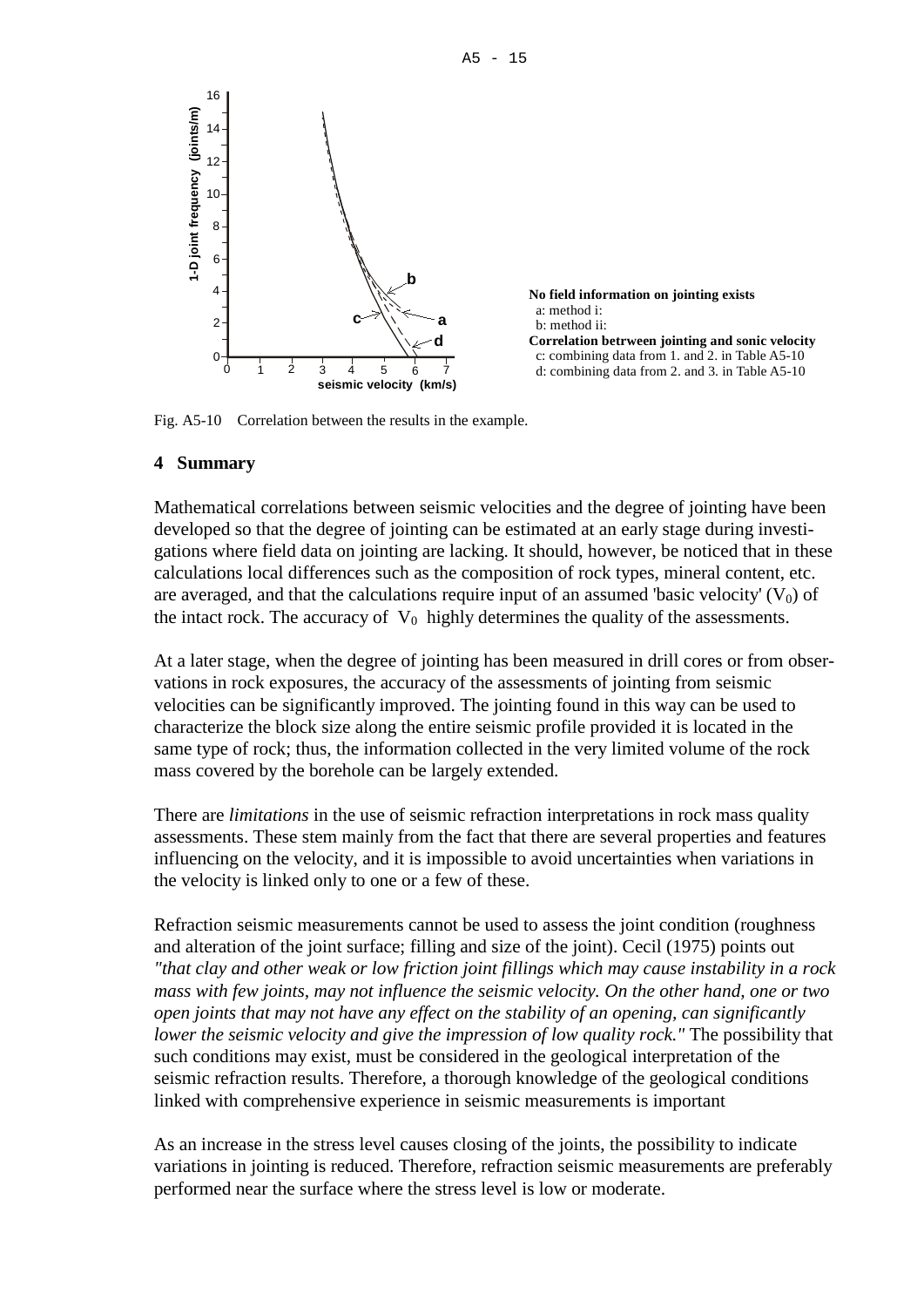16

14

12

10

8

6

4

2

0

1-D joint frequency (joints/m)

0 1 2 3 4 5 6 7

seismic velocity (km/s)

b

a

c

d

**No field information on jointing exists**
a: method i:
b: method ii:
**Correlation betrween jointing and sonic velocity**
c: combining data from 1. and 2. in Table A5-10
d: combining data from 2. and 3. in Table A5-10

Fig. A5-10 Correlation between the results in the example.

## 4 Summary

Mathematical correlations between seismic velocities and the degree of jointing have been developed so that the degree of jointing can be estimated at an early stage during investigations where field data on jointing are lacking. It should, however, be noticed that in these calculations local differences such as the composition of rock types, mineral content, etc. are averaged, and that the calculations require input of an assumed 'basic velocity' ($V_0$) of the intact rock. The accuracy of $V_0$ highly determines the quality of the assessments.

At a later stage, when the degree of jointing has been measured in drill cores or from observations in rock exposures, the accuracy of the assessments of jointing from seismic velocities can be significantly improved. The jointing found in this way can be used to characterize the block size along the entire seismic profile provided it is located in the same type of rock; thus, the information collected in the very limited volume of the rock mass covered by the borehole can be largely extended.

There are *limitations* in the use of seismic refraction interpretations in rock mass quality assessments. These stem mainly from the fact that there are several properties and features influencing on the velocity, and it is impossible to avoid uncertainties when variations in the velocity is linked only to one or a few of these.

Refraction seismic measurements cannot be used to assess the joint condition (roughness and alteration of the joint surface; filling and size of the joint). Cecil (1975) points out *"that clay and other weak or low friction joint fillings which may cause instability in a rock mass with few joints, may not influence the seismic velocity. On the other hand, one or two open joints that may not have any effect on the stability of an opening, can significantly lower the seismic velocity and give the impression of low quality rock."* The possibility that such conditions may exist, must be considered in the geological interpretation of the seismic refraction results. Therefore, a thorough knowledge of the geological conditions linked with comprehensive experience in seismic measurements is important

As an increase in the stress level causes closing of the joints, the possibility to indicate variations in jointing is reduced. Therefore, refraction seismic measurements are preferably performed near the surface where the stress level is low or moderate.